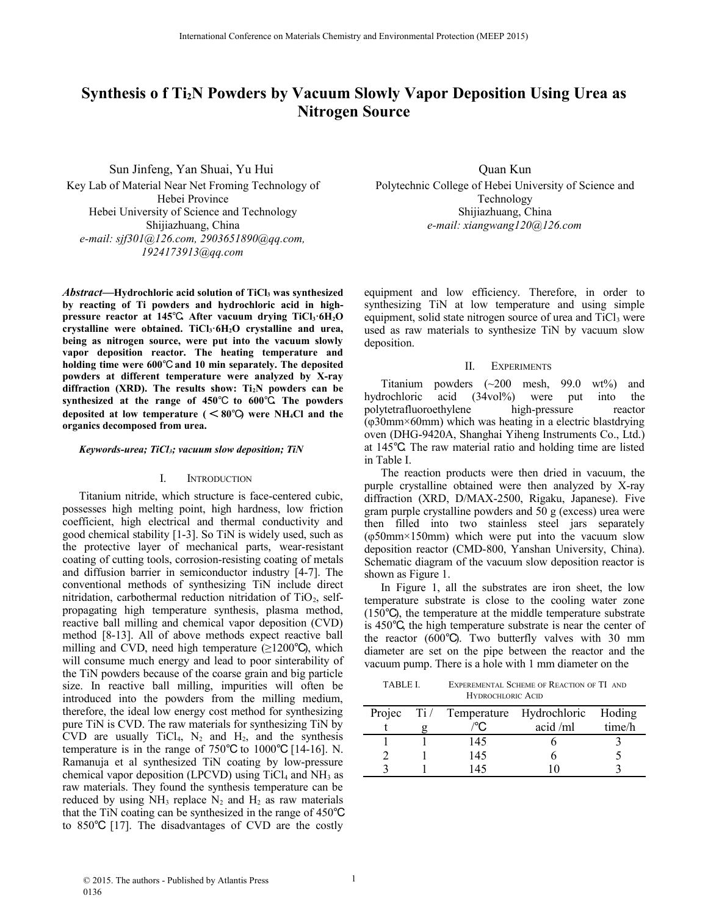// Synthesis o f Ti2N Powders by Vacuum Slowly Vapor Deposition Using Urea as Nitrogen Source

# Synthesis o f $Ti_2N$ Powders by Vacuum Slowly Vapor Deposition Using Urea as Nitrogen Source

Sun Jinfeng, Yan Shuai, Yu Hui
Key Lab of Material Near Net Froming Technology of Hebei Province
Hebei University of Science and Technology
Shijiazhuang, China
*e-mail: sjf301@126.com, 2903651890@qq.com, 1924173913@qq.com*

Quan Kun
Polytechnic College of Hebei University of Science and Technology
Shijiazhuang, China
*e-mail: xiangwang120@126.com*

***Abstract*—Hydrochloric acid solution of $TiCl_3$ was synthesized by reacting of Ti powders and hydrochloric acid in high-pressure reactor at 145℃. After vacuum drying $TiCl_3{\cdot}6H_2O$ crystalline were obtained. $TiCl_3{\cdot}6H_2O$ crystalline and urea, being as nitrogen source, were put into the vacuum slowly vapor deposition reactor. The heating temperature and holding time were 600℃ and 10 min separately. The deposited powders at different temperature were analyzed by X-ray diffraction (XRD). The results show: $Ti_2N$ powders can be synthesized at the range of 450℃ to 600℃. The powders deposited at low temperature (＜80℃) were $NH_4Cl$ and the organics decomposed from urea.**

***Keywords-urea; $TiCl_3$; vacuum slow deposition; TiN***

## I. Introduction

Titanium nitride, which structure is face-centered cubic, possesses high melting point, high hardness, low friction coefficient, high electrical and thermal conductivity and good chemical stability [1-3]. So TiN is widely used, such as the protective layer of mechanical parts, wear-resistant coating of cutting tools, corrosion-resisting coating of metals and diffusion barrier in semiconductor industry [4-7]. The conventional methods of synthesizing TiN include direct nitridation, carbothermal reduction nitridation of $TiO_2$, self-propagating high temperature synthesis, plasma method, reactive ball milling and chemical vapor deposition (CVD) method [8-13]. All of above methods expect reactive ball milling and CVD, need high temperature (≥1200℃), which will consume much energy and lead to poor sinterability of the TiN powders because of the coarse grain and big particle size. In reactive ball milling, impurities will often be introduced into the powders from the milling medium, therefore, the ideal low energy cost method for synthesizing pure TiN is CVD. The raw materials for synthesizing TiN by CVD are usually $TiCl_4$, $N_2$ and $H_2$, and the synthesis temperature is in the range of 750℃ to 1000℃ [14-16]. N. Ramanuja et al synthesized TiN coating by low-pressure chemical vapor deposition (LPCVD) using $TiCl_4$ and $NH_3$ as raw materials. They found the synthesis temperature can be reduced by using $NH_3$ replace $N_2$ and $H_2$ as raw materials that the TiN coating can be synthesized in the range of 450℃ to 850℃ [17]. The disadvantages of CVD are the costly equipment and low efficiency. Therefore, in order to synthesizing TiN at low temperature and using simple equipment, solid state nitrogen source of urea and $TiCl_3$ were used as raw materials to synthesize TiN by vacuum slow deposition.

## II. Experiments

Titanium powders (~200 mesh, 99.0 wt%) and hydrochloric acid (34vol%) were put into the polytetrafluoroethylene high-pressure reactor (φ30mm×60mm) which was heating in a electric blastdrying oven (DHG-9420A, Shanghai Yiheng Instruments Co., Ltd.) at 145℃. The raw material ratio and holding time are listed in Table I.

The reaction products were then dried in vacuum, the purple crystalline obtained were then analyzed by X-ray diffraction (XRD, D/MAX-2500, Rigaku, Japanese). Five gram purple crystalline powders and 50 g (excess) urea were then filled into two stainless steel jars separately (φ50mm×150mm) which were put into the vacuum slow deposition reactor (CMD-800, Yanshan University, China). Schematic diagram of the vacuum slow deposition reactor is shown as Figure 1.

In Figure 1, all the substrates are iron sheet, the low temperature substrate is close to the cooling water zone (150℃), the temperature at the middle temperature substrate is 450℃, the high temperature substrate is near the center of the reactor (600℃). Two butterfly valves with 30 mm diameter are set on the pipe between the reactor and the vacuum pump. There is a hole with 1 mm diameter on the

TABLE I. Experemental Scheme of Reaction of Ti and Hydrochloric Acid

| Project | Ti / g | Temperature /℃ | Hydrochloric acid /ml | Hoding time/h |
|---|---|---|---|---|
| 1 | 1 | 145 | 6 | 3 |
| 2 | 1 | 145 | 6 | 5 |
| 3 | 1 | 145 | 10 | 3 |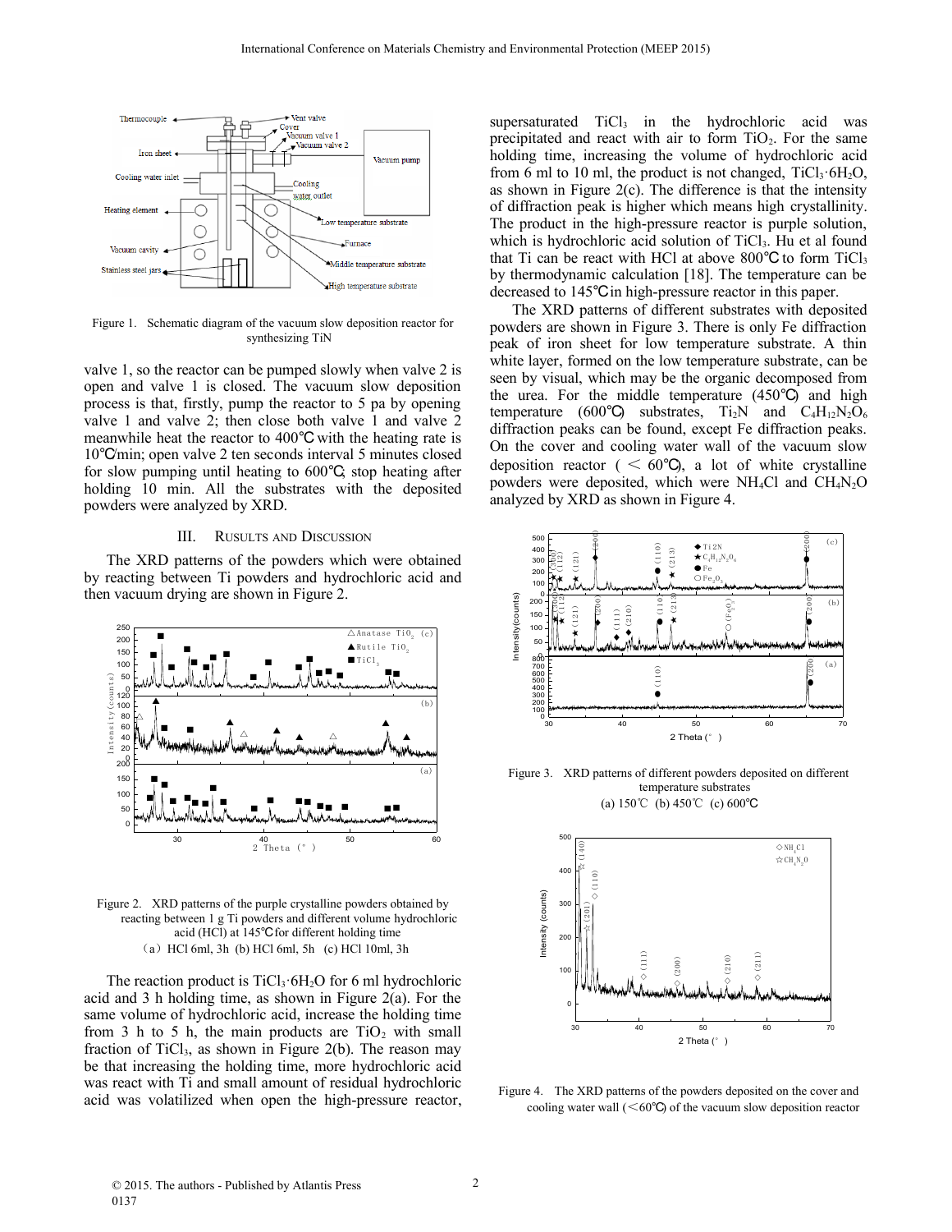Figure 1. Schematic diagram of the vacuum slow deposition reactor for synthesizing TiN

valve 1, so the reactor can be pumped slowly when valve 2 is open and valve 1 is closed. The vacuum slow deposition process is that, firstly, pump the reactor to 5 pa by opening valve 1 and valve 2; then close both valve 1 and valve 2 meanwhile heat the reactor to 400℃ with the heating rate is 10℃/min; open valve 2 ten seconds interval 5 minutes closed for slow pumping until heating to 600℃; stop heating after holding 10 min. All the substrates with the deposited powders were analyzed by XRD.

## III. RUSULTS AND DISCUSSION

The XRD patterns of the powders which were obtained by reacting between Ti powders and hydrochloric acid and then vacuum drying are shown in Figure 2.

Figure 2. XRD patterns of the purple crystalline powders obtained by reacting between 1 g Ti powders and different volume hydrochloric acid (HCl) at 145℃ for different holding time
(a) HCl 6ml, 3h (b) HCl 6ml, 5h (c) HCl 10ml, 3h

The reaction product is $TiCl_3 \cdot 6H_2O$ for 6 ml hydrochloric acid and 3 h holding time, as shown in Figure 2(a). For the same volume of hydrochloric acid, increase the holding time from 3 h to 5 h, the main products are $TiO_2$ with small fraction of $TiCl_3$, as shown in Figure 2(b). The reason may be that increasing the holding time, more hydrochloric acid was react with Ti and small amount of residual hydrochloric acid was volatilized when open the high-pressure reactor, supersaturated $TiCl_3$ in the hydrochloric acid was precipitated and react with air to form $TiO_2$. For the same holding time, increasing the volume of hydrochloric acid from 6 ml to 10 ml, the product is not changed, $TiCl_3 \cdot 6H_2O$, as shown in Figure 2(c). The difference is that the intensity of diffraction peak is higher which means high crystallinity. The product in the high-pressure reactor is purple solution, which is hydrochloric acid solution of $TiCl_3$. Hu et al found that Ti can be react with HCl at above 800℃ to form $TiCl_3$ by thermodynamic calculation [18]. The temperature can be decreased to 145℃ in high-pressure reactor in this paper.

The XRD patterns of different substrates with deposited powders are shown in Figure 3. There is only Fe diffraction peak of iron sheet for low temperature substrate. A thin white layer, formed on the low temperature substrate, can be seen by visual, which may be the organic decomposed from the urea. For the middle temperature (450℃) and high temperature (600℃) substrates, $Ti_2N$ and $C_4H_{12}N_2O_6$ diffraction peaks can be found, except Fe diffraction peaks. On the cover and cooling water wall of the vacuum slow deposition reactor (< 60℃), a lot of white crystalline powders were deposited, which were $NH_4Cl$ and $CH_4N_2O$ analyzed by XRD as shown in Figure 4.

Figure 3. XRD patterns of different powders deposited on different temperature substrates
(a) 150℃ (b) 450℃ (c) 600℃

Figure 4. The XRD patterns of the powders deposited on the cover and cooling water wall (<60℃) of the vacuum slow deposition reactor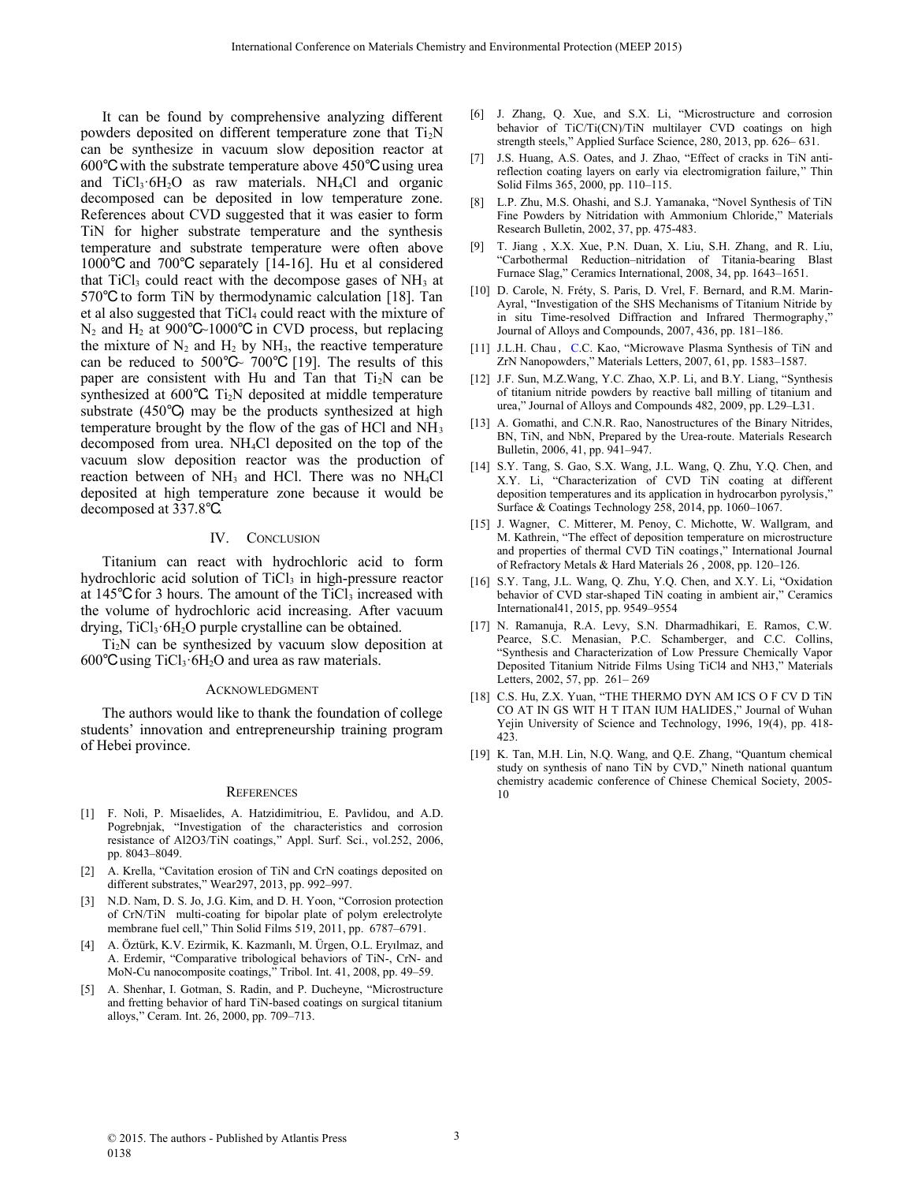It can be found by comprehensive analyzing different powders deposited on different temperature zone that $Ti_2N$ can be synthesize in vacuum slow deposition reactor at 600℃ with the substrate temperature above 450℃ using urea and $TiCl_3·6H_2O$ as raw materials. $NH_4Cl$ and organic decomposed can be deposited in low temperature zone. References about CVD suggested that it was easier to form TiN for higher substrate temperature and the synthesis temperature and substrate temperature were often above 1000℃ and 700℃ separately [14-16]. Hu et al considered that $TiCl_3$ could react with the decompose gases of $NH_3$ at 570℃ to form TiN by thermodynamic calculation [18]. Tan et al also suggested that $TiCl_4$ could react with the mixture of $N_2$ and $H_2$ at 900℃~1000℃ in CVD process, but replacing the mixture of $N_2$ and $H_2$ by $NH_3$, the reactive temperature can be reduced to 500℃~ 700℃ [19]. The results of this paper are consistent with Hu and Tan that $Ti_2N$ can be synthesized at 600℃. $Ti_2N$ deposited at middle temperature substrate (450℃) may be the products synthesized at high temperature brought by the flow of the gas of HCl and $NH_3$ decomposed from urea. $NH_4Cl$ deposited on the top of the vacuum slow deposition reactor was the production of reaction between of $NH_3$ and HCl. There was no $NH_4Cl$ deposited at high temperature zone because it would be decomposed at 337.8℃.

## IV. Conclusion

Titanium can react with hydrochloric acid to form hydrochloric acid solution of $TiCl_3$ in high-pressure reactor at 145℃ for 3 hours. The amount of the $TiCl_3$ increased with the volume of hydrochloric acid increasing. After vacuum drying, $TiCl_3·6H_2O$ purple crystalline can be obtained.

$Ti_2N$ can be synthesized by vacuum slow deposition at 600℃ using $TiCl_3·6H_2O$ and urea as raw materials.

## Acknowledgment

The authors would like to thank the foundation of college students' innovation and entrepreneurship training program of Hebei province.

## References

[1] F. Noli, P. Misaelides, A. Hatzidimitriou, E. Pavlidou, and A.D. Pogrebnjak, "Investigation of the characteristics and corrosion resistance of Al2O3/TiN coatings," Appl. Surf. Sci., vol.252, 2006, pp. 8043–8049.

[2] A. Krella, "Cavitation erosion of TiN and CrN coatings deposited on different substrates," Wear297, 2013, pp. 992–997.

[3] N.D. Nam, D. S. Jo, J.G. Kim, and D. H. Yoon, "Corrosion protection of CrN/TiN multi-coating for bipolar plate of polym erelectrolyte membrane fuel cell," Thin Solid Films 519, 2011, pp. 6787–6791.

[4] A. Öztürk, K.V. Ezirmik, K. Kazmanlı, M. Ürgen, O.L. Eryılmaz, and A. Erdemir, "Comparative tribological behaviors of TiN-, CrN- and MoN-Cu nanocomposite coatings," Tribol. Int. 41, 2008, pp. 49–59.

[5] A. Shenhar, I. Gotman, S. Radin, and P. Ducheyne, "Microstructure and fretting behavior of hard TiN-based coatings on surgical titanium alloys," Ceram. Int. 26, 2000, pp. 709–713.

[6] J. Zhang, Q. Xue, and S.X. Li, "Microstructure and corrosion behavior of TiC/Ti(CN)/TiN multilayer CVD coatings on high strength steels," Applied Surface Science, 280, 2013, pp. 626– 631.

[7] J.S. Huang, A.S. Oates, and J. Zhao, "Effect of cracks in TiN anti-reflection coating layers on early via electromigration failure," Thin Solid Films 365, 2000, pp. 110–115.

[8] L.P. Zhu, M.S. Ohashi, and S.J. Yamanaka, "Novel Synthesis of TiN Fine Powders by Nitridation with Ammonium Chloride," Materials Research Bulletin, 2002, 37, pp. 475-483.

[9] T. Jiang , X.X. Xue, P.N. Duan, X. Liu, S.H. Zhang, and R. Liu, "Carbothermal Reduction–nitridation of Titania-bearing Blast Furnace Slag," Ceramics International, 2008, 34, pp. 1643–1651.

[10] D. Carole, N. Fréty, S. Paris, D. Vrel, F. Bernard, and R.M. Marin-Ayral, "Investigation of the SHS Mechanisms of Titanium Nitride by in situ Time-resolved Diffraction and Infrared Thermography," Journal of Alloys and Compounds, 2007, 436, pp. 181–186.

[11] J.L.H. Chau , C.C. Kao, "Microwave Plasma Synthesis of TiN and ZrN Nanopowders," Materials Letters, 2007, 61, pp. 1583–1587.

[12] J.F. Sun, M.Z.Wang, Y.C. Zhao, X.P. Li, and B.Y. Liang, "Synthesis of titanium nitride powders by reactive ball milling of titanium and urea," Journal of Alloys and Compounds 482, 2009, pp. L29–L31.

[13] A. Gomathi, and C.N.R. Rao, Nanostructures of the Binary Nitrides, BN, TiN, and NbN, Prepared by the Urea-route. Materials Research Bulletin, 2006, 41, pp. 941–947.

[14] S.Y. Tang, S. Gao, S.X. Wang, J.L. Wang, Q. Zhu, Y.Q. Chen, and X.Y. Li, "Characterization of CVD TiN coating at different deposition temperatures and its application in hydrocarbon pyrolysis," Surface & Coatings Technology 258, 2014, pp. 1060–1067.

[15] J. Wagner, C. Mitterer, M. Penoy, C. Michotte, W. Wallgram, and M. Kathrein, "The effect of deposition temperature on microstructure and properties of thermal CVD TiN coatings," International Journal of Refractory Metals & Hard Materials 26 , 2008, pp. 120–126.

[16] S.Y. Tang, J.L. Wang, Q. Zhu, Y.Q. Chen, and X.Y. Li, "Oxidation behavior of CVD star-shaped TiN coating in ambient air," Ceramics International41, 2015, pp. 9549–9554

[17] N. Ramanuja, R.A. Levy, S.N. Dharmadhikari, E. Ramos, C.W. Pearce, S.C. Menasian, P.C. Schamberger, and C.C. Collins, "Synthesis and Characterization of Low Pressure Chemically Vapor Deposited Titanium Nitride Films Using TiCl4 and NH3," Materials Letters, 2002, 57, pp. 261– 269

[18] C.S. Hu, Z.X. Yuan, "THE THERMO DYN AM ICS O F CV D TiN CO AT IN GS WIT H T ITAN IUM HALIDES," Journal of Wuhan Yejin University of Science and Technology, 1996, 19(4), pp. 418-423.

[19] K. Tan, M.H. Lin, N.Q. Wang, and Q.E. Zhang, "Quantum chemical study on synthesis of nano TiN by CVD," Nineth national quantum chemistry academic conference of Chinese Chemical Society, 2005-10